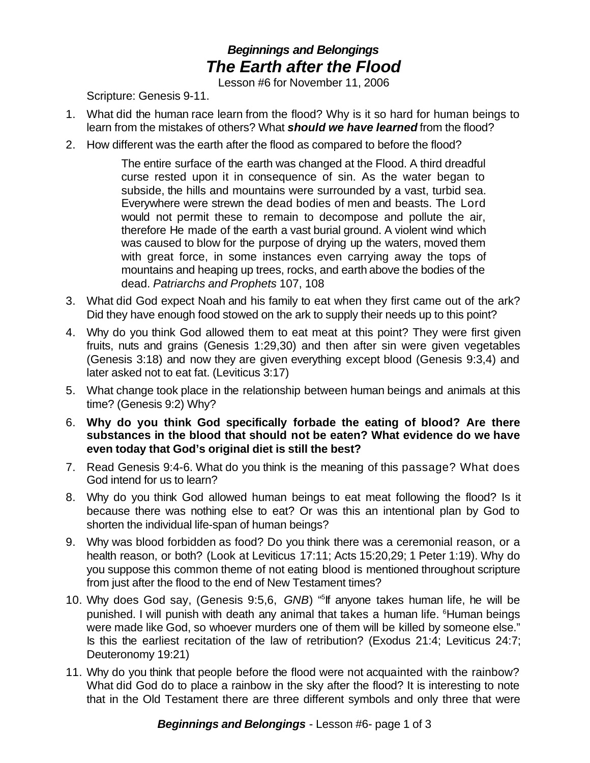# *Beginnings and Belongings*
# *The Earth after the Flood*

Lesson #6 for November 11, 2006

Scripture: Genesis 9-11.

1. What did the human race learn from the flood? Why is it so hard for human beings to learn from the mistakes of others? What ***should we have learned*** from the flood?
2. How different was the earth after the flood as compared to before the flood?

   > The entire surface of the earth was changed at the Flood. A third dreadful curse rested upon it in consequence of sin. As the water began to subside, the hills and mountains were surrounded by a vast, turbid sea. Everywhere were strewn the dead bodies of men and beasts. The Lord would not permit these to remain to decompose and pollute the air, therefore He made of the earth a vast burial ground. A violent wind which was caused to blow for the purpose of drying up the waters, moved them with great force, in some instances even carrying away the tops of mountains and heaping up trees, rocks, and earth above the bodies of the dead. *Patriarchs and Prophets* 107, 108

3. What did God expect Noah and his family to eat when they first came out of the ark? Did they have enough food stowed on the ark to supply their needs up to this point?
4. Why do you think God allowed them to eat meat at this point? They were first given fruits, nuts and grains (Genesis 1:29,30) and then after sin were given vegetables (Genesis 3:18) and now they are given everything except blood (Genesis 9:3,4) and later asked not to eat fat. (Leviticus 3:17)
5. What change took place in the relationship between human beings and animals at this time? (Genesis 9:2) Why?
6. **Why do you think God specifically forbade the eating of blood? Are there substances in the blood that should not be eaten? What evidence do we have even today that God's original diet is still the best?**
7. Read Genesis 9:4-6. What do you think is the meaning of this passage? What does God intend for us to learn?
8. Why do you think God allowed human beings to eat meat following the flood? Is it because there was nothing else to eat? Or was this an intentional plan by God to shorten the individual life-span of human beings?
9. Why was blood forbidden as food? Do you think there was a ceremonial reason, or a health reason, or both? (Look at Leviticus 17:11; Acts 15:20,29; 1 Peter 1:19). Why do you suppose this common theme of not eating blood is mentioned throughout scripture from just after the flood to the end of New Testament times?
10. Why does God say, (Genesis 9:5,6, *GNB*) "[5]If anyone takes human life, he will be punished. I will punish with death any animal that takes a human life. [6]Human beings were made like God, so whoever murders one of them will be killed by someone else." Is this the earliest recitation of the law of retribution? (Exodus 21:4; Leviticus 24:7; Deuteronomy 19:21)
11. Why do you think that people before the flood were not acquainted with the rainbow? What did God do to place a rainbow in the sky after the flood? It is interesting to note that in the Old Testament there are three different symbols and only three that were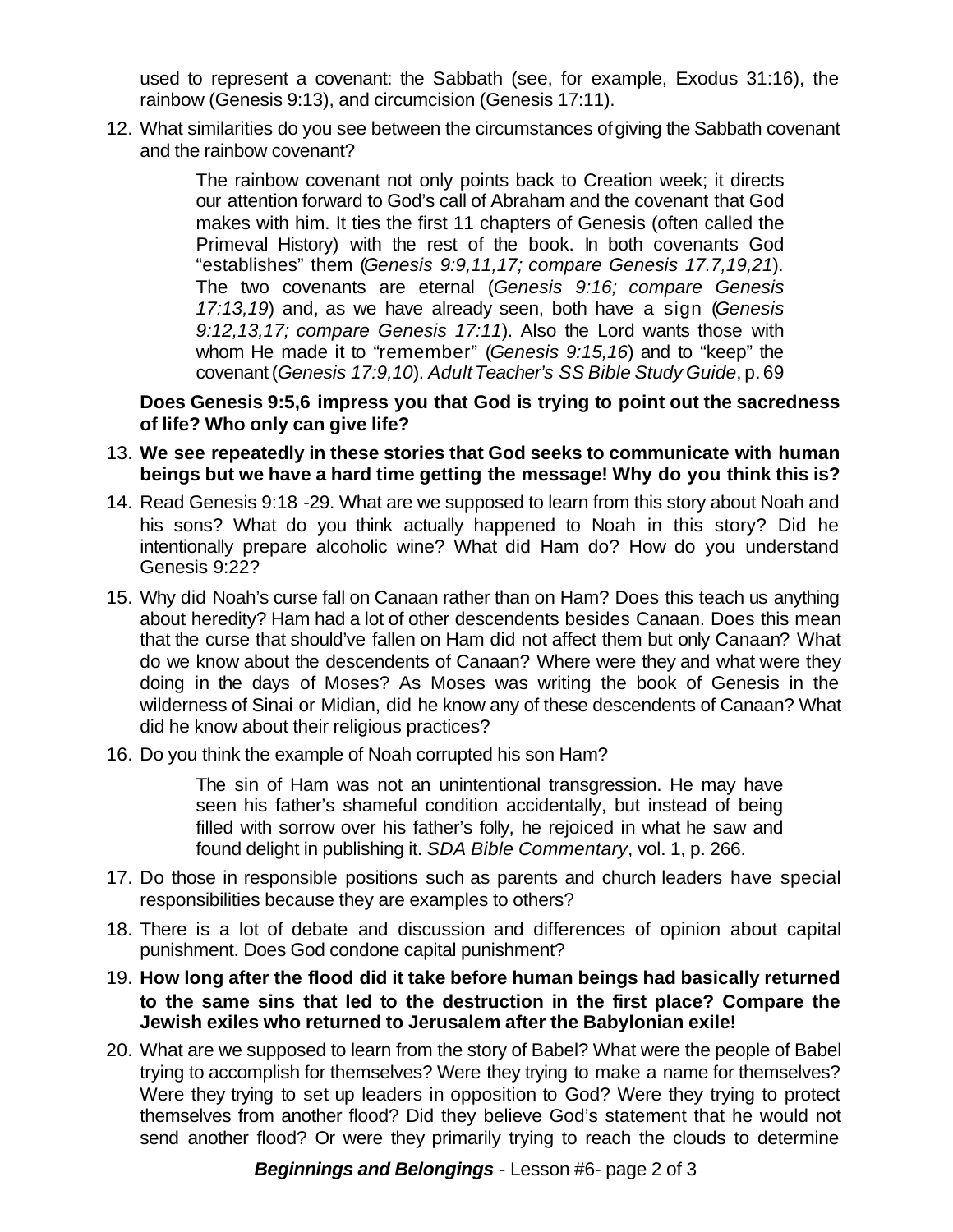used to represent a covenant: the Sabbath (see, for example, Exodus 31:16), the rainbow (Genesis 9:13), and circumcision (Genesis 17:11).

12. What similarities do you see between the circumstances of giving the Sabbath covenant and the rainbow covenant?

    > The rainbow covenant not only points back to Creation week; it directs our attention forward to God's call of Abraham and the covenant that God makes with him. It ties the first 11 chapters of Genesis (often called the Primeval History) with the rest of the book. In both covenants God "establishes" them (*Genesis 9:9,11,17; compare Genesis 17.7,19,21*). The two covenants are eternal (*Genesis 9:16; compare Genesis 17:13,19*) and, as we have already seen, both have a sign (*Genesis 9:12,13,17; compare Genesis 17:11*). Also the Lord wants those with whom He made it to "remember" (*Genesis 9:15,16*) and to "keep" the covenant (*Genesis 17:9,10*). *Adult Teacher's SS Bible Study Guide*, p. 69

    **Does Genesis 9:5,6 impress you that God is trying to point out the sacredness of life? Who only can give life?**

13. **We see repeatedly in these stories that God seeks to communicate with human beings but we have a hard time getting the message! Why do you think this is?**
14. Read Genesis 9:18 -29. What are we supposed to learn from this story about Noah and his sons? What do you think actually happened to Noah in this story? Did he intentionally prepare alcoholic wine? What did Ham do? How do you understand Genesis 9:22?
15. Why did Noah's curse fall on Canaan rather than on Ham? Does this teach us anything about heredity? Ham had a lot of other descendents besides Canaan. Does this mean that the curse that should've fallen on Ham did not affect them but only Canaan? What do we know about the descendents of Canaan? Where were they and what were they doing in the days of Moses? As Moses was writing the book of Genesis in the wilderness of Sinai or Midian, did he know any of these descendents of Canaan? What did he know about their religious practices?
16. Do you think the example of Noah corrupted his son Ham?

    > The sin of Ham was not an unintentional transgression. He may have seen his father's shameful condition accidentally, but instead of being filled with sorrow over his father's folly, he rejoiced in what he saw and found delight in publishing it. *SDA Bible Commentary*, vol. 1, p. 266.

17. Do those in responsible positions such as parents and church leaders have special responsibilities because they are examples to others?
18. There is a lot of debate and discussion and differences of opinion about capital punishment. Does God condone capital punishment?
19. **How long after the flood did it take before human beings had basically returned to the same sins that led to the destruction in the first place? Compare the Jewish exiles who returned to Jerusalem after the Babylonian exile!**
20. What are we supposed to learn from the story of Babel? What were the people of Babel trying to accomplish for themselves? Were they trying to make a name for themselves? Were they trying to set up leaders in opposition to God? Were they trying to protect themselves from another flood? Did they believe God's statement that he would not send another flood? Or were they primarily trying to reach the clouds to determine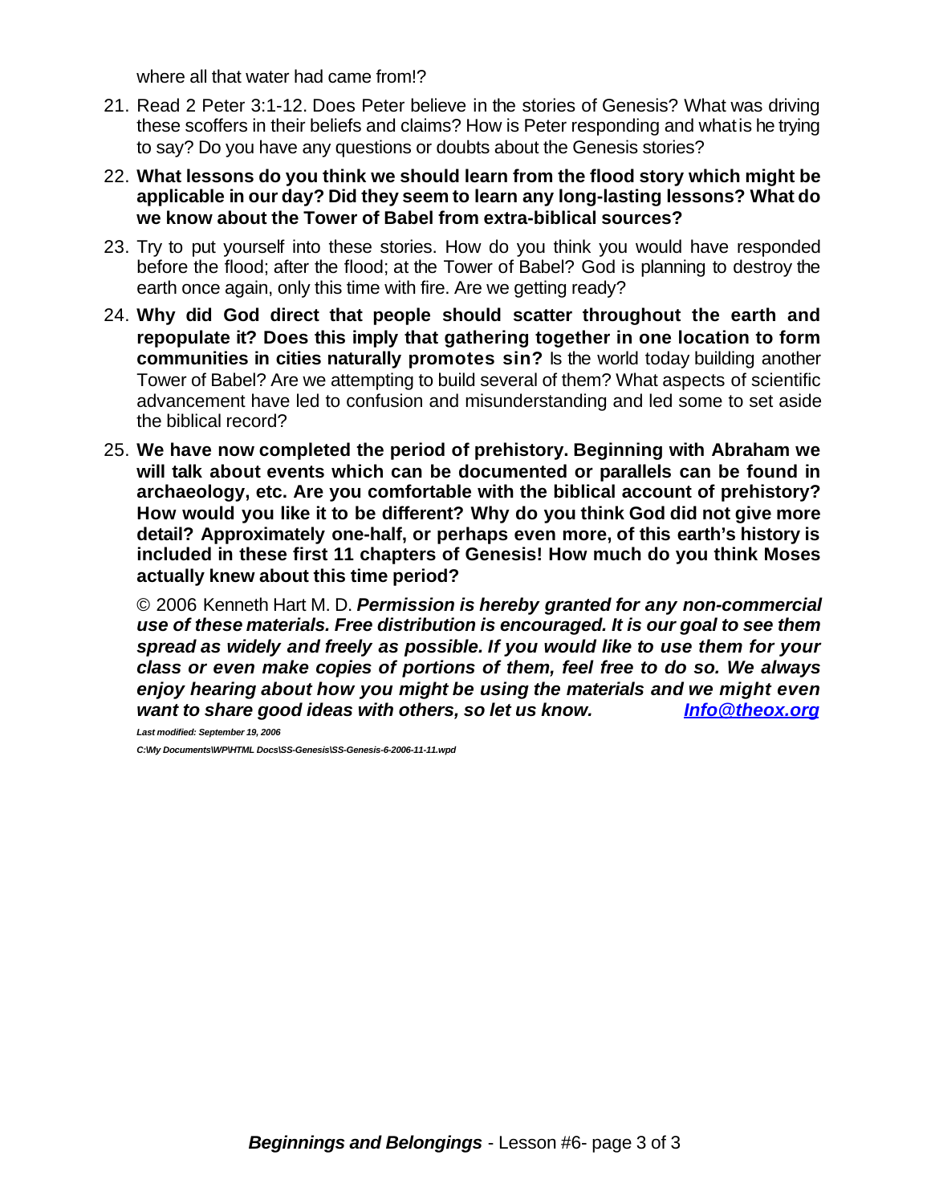where all that water had came from!?

21. Read 2 Peter 3:1-12. Does Peter believe in the stories of Genesis? What was driving these scoffers in their beliefs and claims? How is Peter responding and what is he trying to say? Do you have any questions or doubts about the Genesis stories?

22. **What lessons do you think we should learn from the flood story which might be applicable in our day? Did they seem to learn any long-lasting lessons? What do we know about the Tower of Babel from extra-biblical sources?**

23. Try to put yourself into these stories. How do you think you would have responded before the flood; after the flood; at the Tower of Babel? God is planning to destroy the earth once again, only this time with fire. Are we getting ready?

24. **Why did God direct that people should scatter throughout the earth and repopulate it? Does this imply that gathering together in one location to form communities in cities naturally promotes sin?** Is the world today building another Tower of Babel? Are we attempting to build several of them? What aspects of scientific advancement have led to confusion and misunderstanding and led some to set aside the biblical record?

25. **We have now completed the period of prehistory. Beginning with Abraham we will talk about events which can be documented or parallels can be found in archaeology, etc. Are you comfortable with the biblical account of prehistory? How would you like it to be different? Why do you think God did not give more detail? Approximately one-half, or perhaps even more, of this earth's history is included in these first 11 chapters of Genesis! How much do you think Moses actually knew about this time period?**

© 2006 Kenneth Hart M. D. ***Permission is hereby granted for any non-commercial use of these materials. Free distribution is encouraged. It is our goal to see them spread as widely and freely as possible. If you would like to use them for your class or even make copies of portions of them, feel free to do so. We always enjoy hearing about how you might be using the materials and we might even want to share good ideas with others, so let us know.*** ***Info@theox.org***

***Last modified: September 19, 2006***

***C:\My Documents\WP\HTML Docs\SS-Genesis\SS-Genesis-6-2006-11-11.wpd***